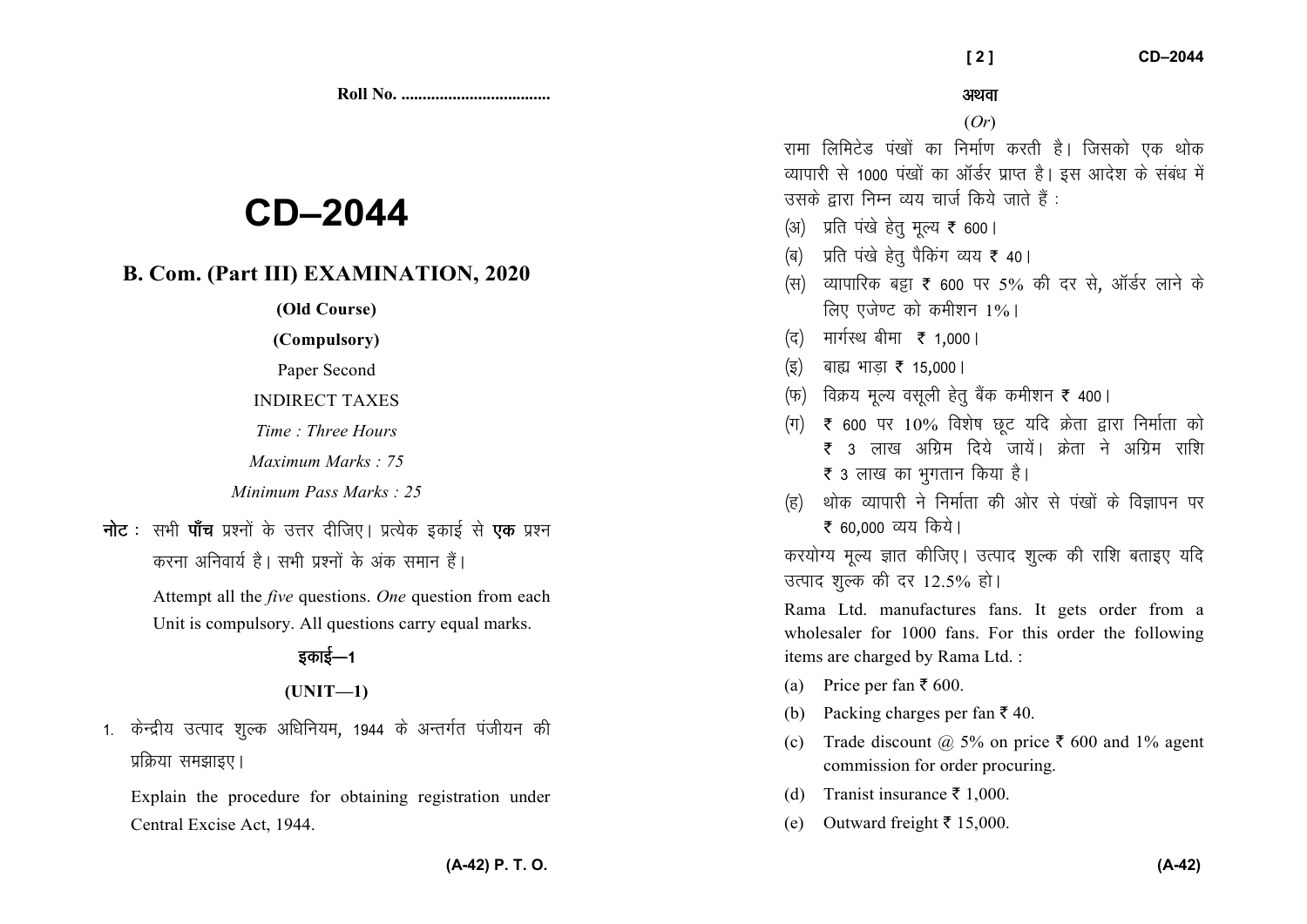Roll No. ...................................

# CD–2044

## B. Com. (Part III) EXAMINATION, 2020

**(Old Course)**

**(Compulsory)**

Paper Second

INDIRECT TAXES

*Time : Three Hours*

*Maximum Marks : 75*

*Minimum Pass Marks : 25*

**नोट :** सभी **पाँच** प्रश्नों के उत्तर दीजिए। प्रत्येक इकाई से **एक** प्रश्न करना अनिवार्य है। सभी प्रश्नों के अंक समान हैं।

Attempt all the *five* questions. *One* question from each Unit is compulsory. All questions carry equal marks.

### इकाई—1

### (UNIT—1)

1. केन्द्रीय उत्पाद शुल्क अधिनियम, 1944 के अन्तर्गत पंजीयन की प्रक्रिया समझाइए।

   Explain the procedure for obtaining registration under Central Excise Act, 1944.

**अथवा**

(*Or*)

रामा लिमिटेड पंखों का निर्माण करती है। जिसको एक थोक व्यापारी से 1000 पंखों का ऑर्डर प्राप्त है। इस आदेश के संबंध में उसके द्वारा निम्न व्यय चार्ज किये जाते हैं :

(अ) प्रति पंखे हेतु मूल्य ₹ 600।

(ब) प्रति पंखे हेतु पैकिंग व्यय ₹ 40।

(स) व्यापारिक बट्टा ₹ 600 पर 5% की दर से, ऑर्डर लाने के लिए एजेण्ट को कमीशन 1%।

(द) मार्गस्थ बीमा ₹ 1,000।

(इ) बाह्य भाड़ा ₹ 15,000।

(फ) विक्रय मूल्य वसूली हेतु बैंक कमीशन ₹ 400।

(ग) ₹ 600 पर 10% विशेष छूट यदि क्रेता द्वारा निर्माता को ₹ 3 लाख अग्रिम दिये जायें। क्रेता ने अग्रिम राशि ₹ 3 लाख का भुगतान किया है।

(ह) थोक व्यापारी ने निर्माता की ओर से पंखों के विज्ञापन पर ₹ 60,000 व्यय किये।

करयोग्य मूल्य ज्ञात कीजिए। उत्पाद शुल्क की राशि बताइए यदि उत्पाद शुल्क की दर 12.5% हो।

Rama Ltd. manufactures fans. It gets order from a wholesaler for 1000 fans. For this order the following items are charged by Rama Ltd. :

(a) Price per fan ₹ 600.

(b) Packing charges per fan ₹ 40.

(c) Trade discount @ 5% on price ₹ 600 and 1% agent commission for order procuring.

(d) Tranist insurance ₹ 1,000.

(e) Outward freight ₹ 15,000.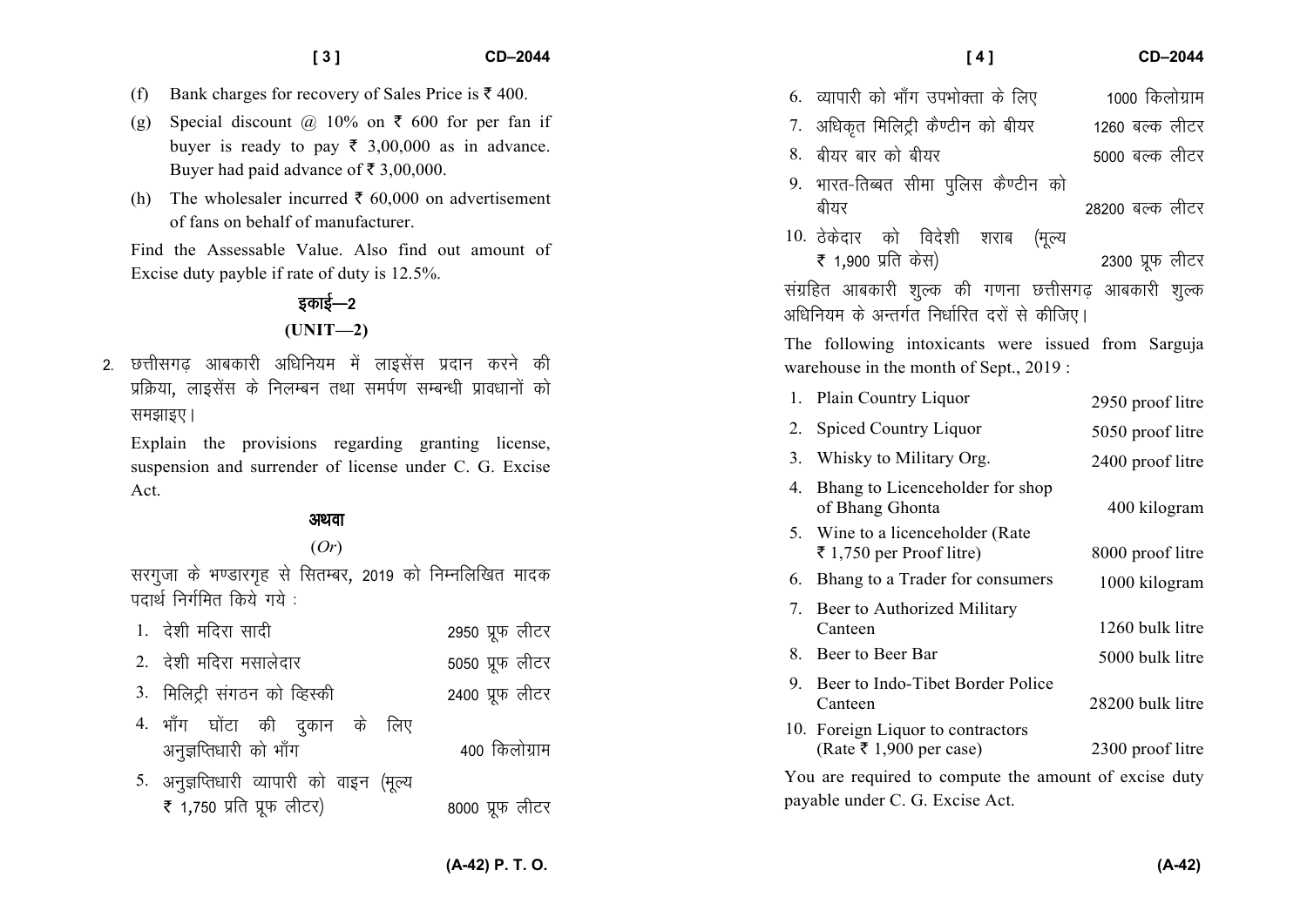(f) Bank charges for recovery of Sales Price is ₹ 400.

(g) Special discount @ 10% on ₹ 600 for per fan if buyer is ready to pay ₹ 3,00,000 as in advance. Buyer had paid advance of ₹ 3,00,000.

(h) The wholesaler incurred ₹ 60,000 on advertisement of fans on behalf of manufacturer.

Find the Assessable Value. Also find out amount of Excise duty payble if rate of duty is 12.5%.

## इकाई—2

## (UNIT—2)

2. छत्तीसगढ़ आबकारी अधिनियम में लाइसेंस प्रदान करने की प्रक्रिया, लाइसेंस के निलम्बन तथा समर्पण सम्बन्धी प्रावधानों को समझाइए।

Explain the provisions regarding granting license, suspension and surrender of license under C. G. Excise Act.

**अथवा**

(*Or*)

सरगुजा के भण्डारगृह से सितम्बर, 2019 को निम्नलिखित मादक पदार्थ निर्गमित किये गये :

| | | |
|---|---|---|
| 1. | देशी मदिरा सादी | 2950 प्रूफ लीटर |
| 2. | देशी मदिरा मसालेदार | 5050 प्रूफ लीटर |
| 3. | मिलिट्री संगठन को व्हिस्की | 2400 प्रूफ लीटर |
| 4. | भाँग घोंटा की दुकान के लिए अनुज्ञप्तिधारी को भाँग | 400 किलोग्राम |
| 5. | अनुज्ञप्तिधारी व्यापारी को वाइन (मूल्य ₹ 1,750 प्रति प्रूफ लीटर) | 8000 प्रूफ लीटर |
| 6. | व्यापारी को भाँग उपभोक्ता के लिए | 1000 किलोग्राम |
| 7. | अधिकृत मिलिट्री कैण्टीन को बीयर | 1260 बल्क लीटर |
| 8. | बीयर बार को बीयर | 5000 बल्क लीटर |
| 9. | भारत-तिब्बत सीमा पुलिस कैण्टीन को बीयर | 28200 बल्क लीटर |
| 10. | ठेकेदार को विदेशी शराब (मूल्य ₹ 1,900 प्रति केस) | 2300 प्रूफ लीटर |

संग्रहित आबकारी शुल्क की गणना छत्तीसगढ़ आबकारी शुल्क अधिनियम के अन्तर्गत निर्धारित दरों से कीजिए।

The following intoxicants were issued from Sarguja warehouse in the month of Sept., 2019 :

| | | |
|---|---|---|
| 1. | Plain Country Liquor | 2950 proof litre |
| 2. | Spiced Country Liquor | 5050 proof litre |
| 3. | Whisky to Military Org. | 2400 proof litre |
| 4. | Bhang to Licenceholder for shop of Bhang Ghonta | 400 kilogram |
| 5. | Wine to a licenceholder (Rate ₹ 1,750 per Proof litre) | 8000 proof litre |
| 6. | Bhang to a Trader for consumers | 1000 kilogram |
| 7. | Beer to Authorized Military Canteen | 1260 bulk litre |
| 8. | Beer to Beer Bar | 5000 bulk litre |
| 9. | Beer to Indo-Tibet Border Police Canteen | 28200 bulk litre |
| 10. | Foreign Liquor to contractors (Rate ₹ 1,900 per case) | 2300 proof litre |

You are required to compute the amount of excise duty payable under C. G. Excise Act.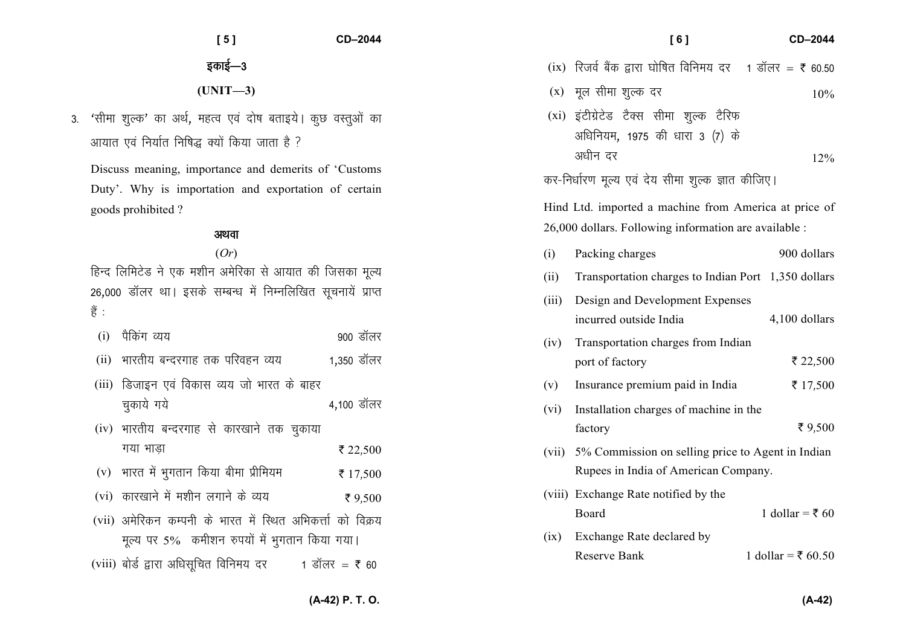## इकाई—3

## (UNIT—3)

3. 'सीमा शुल्क' का अर्थ, महत्व एवं दोष बताइये। कुछ वस्तुओं का आयात एवं निर्यात निषिद्ध क्यों किया जाता है ?

Discuss meaning, importance and demerits of 'Customs Duty'. Why is importation and exportation of certain goods prohibited ?

अथवा

(*Or*)

हिन्द लिमिटेड ने एक मशीन अमेरिका से आयात की जिसका मूल्य 26,000 डॉलर था। इसके सम्बन्ध में निम्नलिखित सूचनायें प्राप्त हैं :

| | | |
|---|---|---|
| (i) | पैकिंग व्यय | 900 डॉलर |
| (ii) | भारतीय बन्दरगाह तक परिवहन व्यय | 1,350 डॉलर |
| (iii) | डिजाइन एवं विकास व्यय जो भारत के बाहर चुकाये गये | 4,100 डॉलर |
| (iv) | भारतीय बन्दरगाह से कारखाने तक चुकाया गया भाड़ा | ₹ 22,500 |
| (v) | भारत में भुगतान किया बीमा प्रीमियम | ₹ 17,500 |
| (vi) | कारखाने में मशीन लगाने के व्यय | ₹ 9,500 |
| (vii) | अमेरिकन कम्पनी के भारत में स्थित अभिकर्त्ता को विक्रय मूल्य पर 5% कमीशन रुपयों में भुगतान किया गया। | |
| (viii) | बोर्ड द्वारा अधिसूचित विनिमय दर | 1 डॉलर = ₹ 60 |
| (ix) | रिजर्व बैंक द्वारा घोषित विनिमय दर | 1 डॉलर = ₹ 60.50 |
| (x) | मूल सीमा शुल्क दर | 10% |
| (xi) | इंटीग्रेटेड टैक्स सीमा शुल्क टैरिफ अधिनियम, 1975 की धारा 3 (7) के अधीन दर | 12% |

कर-निर्धारण मूल्य एवं देय सीमा शुल्क ज्ञात कीजिए।

Hind Ltd. imported a machine from America at price of 26,000 dollars. Following information are available :

| | | |
|---|---|---|
| (i) | Packing charges | 900 dollars |
| (ii) | Transportation charges to Indian Port | 1,350 dollars |
| (iii) | Design and Development Expenses incurred outside India | 4,100 dollars |
| (iv) | Transportation charges from Indian port of factory | ₹ 22,500 |
| (v) | Insurance premium paid in India | ₹ 17,500 |
| (vi) | Installation charges of machine in the factory | ₹ 9,500 |
| (vii) | 5% Commission on selling price to Agent in Indian Rupees in India of American Company. | |
| (viii) | Exchange Rate notified by the Board | 1 dollar = ₹ 60 |
| (ix) | Exchange Rate declared by Reserve Bank | 1 dollar = ₹ 60.50 |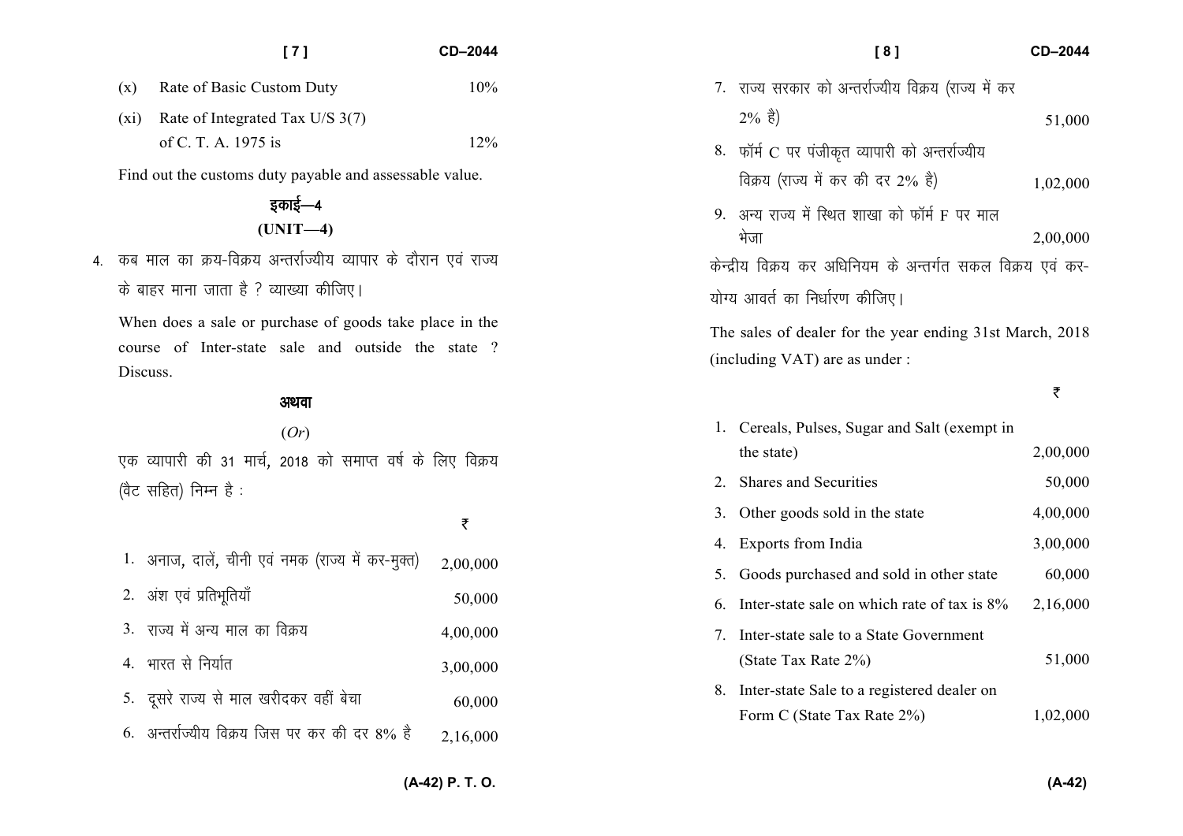| | | |
|---|---|---|
| (x) | Rate of Basic Custom Duty | 10% |
| (xi) | Rate of Integrated Tax U/S 3(7) of C. T. A. 1975 is | 12% |

Find out the customs duty payable and assessable value.

## इकाई—4
## (UNIT—4)

4. कब माल का क्रय-विक्रय अन्तर्राज्यीय व्यापार के दौरान एवं राज्य के बाहर माना जाता है ? व्याख्या कीजिए।

When does a sale or purchase of goods take place in the course of Inter-state sale and outside the state ? Discuss.

**अथवा**

(*Or*)

एक व्यापारी की 31 मार्च, 2018 को समाप्त वर्ष के लिए विक्रय (वैट सहित) निम्न है :

| | | ₹ |
|---|---|---|
| 1. | अनाज, दालें, चीनी एवं नमक (राज्य में कर-मुक्त) | 2,00,000 |
| 2. | अंश एवं प्रतिभूतियाँ | 50,000 |
| 3. | राज्य में अन्य माल का विक्रय | 4,00,000 |
| 4. | भारत से निर्यात | 3,00,000 |
| 5. | दूसरे राज्य से माल खरीदकर वहीं बेचा | 60,000 |
| 6. | अन्तर्राज्यीय विक्रय जिस पर कर की दर 8% है | 2,16,000 |
| 7. | राज्य सरकार को अन्तर्राज्यीय विक्रय (राज्य में कर 2% है) | 51,000 |
| 8. | फॉर्म C पर पंजीकृत व्यापारी को अन्तर्राज्यीय विक्रय (राज्य में कर की दर 2% है) | 1,02,000 |
| 9. | अन्य राज्य में स्थित शाखा को फॉर्म F पर माल भेजा | 2,00,000 |

केन्द्रीय विक्रय कर अधिनियम के अन्तर्गत सकल विक्रय एवं कर-योग्य आवर्त का निर्धारण कीजिए।

The sales of dealer for the year ending 31st March, 2018 (including VAT) are as under :

| | | ₹ |
|---|---|---|
| 1. | Cereals, Pulses, Sugar and Salt (exempt in the state) | 2,00,000 |
| 2. | Shares and Securities | 50,000 |
| 3. | Other goods sold in the state | 4,00,000 |
| 4. | Exports from India | 3,00,000 |
| 5. | Goods purchased and sold in other state | 60,000 |
| 6. | Inter-state sale on which rate of tax is 8% | 2,16,000 |
| 7. | Inter-state sale to a State Government (State Tax Rate 2%) | 51,000 |
| 8. | Inter-state Sale to a registered dealer on Form C (State Tax Rate 2%) | 1,02,000 |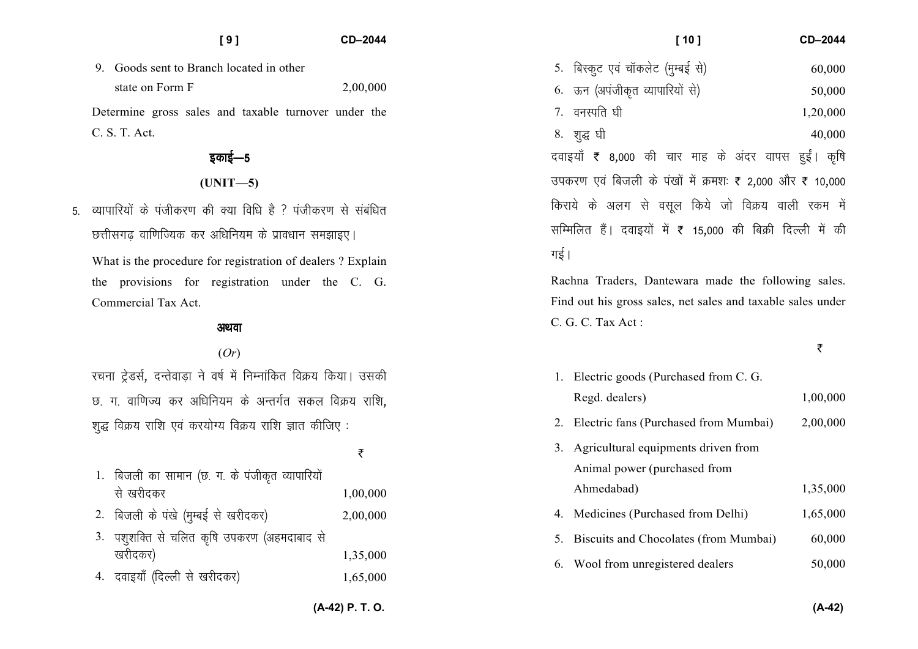9. Goods sent to Branch located in other state on Form F — 2,00,000

Determine gross sales and taxable turnover under the C. S. T. Act.

## इकाई—5

## (UNIT—5)

5. व्यापारियों के पंजीकरण की क्या विधि है ? पंजीकरण से संबंधित छत्तीसगढ़ वाणिज्यिक कर अधिनियम के प्रावधान समझाइए।

What is the procedure for registration of dealers ? Explain the provisions for registration under the C. G. Commercial Tax Act.

**अथवा**

(*Or*)

रचना ट्रेडर्स, दन्तेवाड़ा ने वर्ष में निम्नांकित विक्रय किया। उसकी छ. ग. वाणिज्य कर अधिनियम के अन्तर्गत सकल विक्रय राशि, शुद्ध विक्रय राशि एवं करयोग्य विक्रय राशि ज्ञात कीजिए :

| | | ₹ |
|---|---|---|
| 1. | बिजली का सामान (छ. ग. के पंजीकृत व्यापारियों से खरीदकर | 1,00,000 |
| 2. | बिजली के पंखे (मुम्बई से खरीदकर) | 2,00,000 |
| 3. | पशुशक्ति से चलित कृषि उपकरण (अहमदाबाद से खरीदकर) | 1,35,000 |
| 4. | दवाइयाँ (दिल्ली से खरीदकर) | 1,65,000 |
| 5. | बिस्कुट एवं चॉकलेट (मुम्बई से) | 60,000 |
| 6. | ऊन (अपंजीकृत व्यापारियों से) | 50,000 |
| 7. | वनस्पति घी | 1,20,000 |
| 8. | शुद्ध घी | 40,000 |

दवाइयाँ ₹ 8,000 की चार माह के अंदर वापस हुईं। कृषि उपकरण एवं बिजली के पंखों में क्रमशः ₹ 2,000 और ₹ 10,000 किराये के अलग से वसूल किये जो विक्रय वाली रकम में सम्मिलित हैं। दवाइयों में ₹ 15,000 की बिक्री दिल्ली में की गई।

Rachna Traders, Dantewara made the following sales. Find out his gross sales, net sales and taxable sales under C. G. C. Tax Act :

| | | ₹ |
|---|---|---|
| 1. | Electric goods (Purchased from C. G. Regd. dealers) | 1,00,000 |
| 2. | Electric fans (Purchased from Mumbai) | 2,00,000 |
| 3. | Agricultural equipments driven from Animal power (purchased from Ahmedabad) | 1,35,000 |
| 4. | Medicines (Purchased from Delhi) | 1,65,000 |
| 5. | Biscuits and Chocolates (from Mumbai) | 60,000 |
| 6. | Wool from unregistered dealers | 50,000 |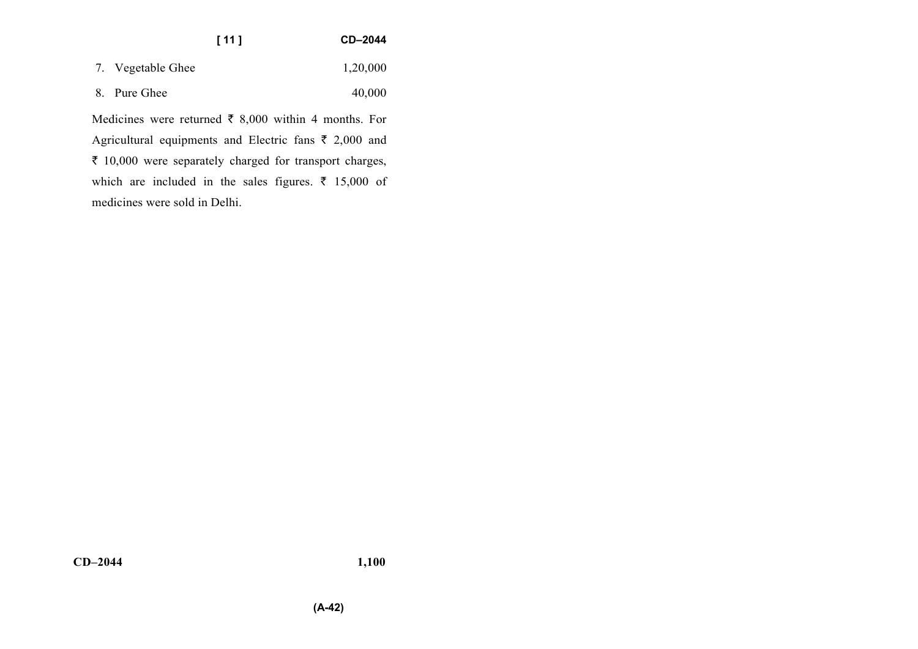| | | |
|---|---|---|
| 7. | Vegetable Ghee | 1,20,000 |
| 8. | Pure Ghee | 40,000 |

Medicines were returned ₹ 8,000 within 4 months. For Agricultural equipments and Electric fans ₹ 2,000 and ₹ 10,000 were separately charged for transport charges, which are included in the sales figures. ₹ 15,000 of medicines were sold in Delhi.